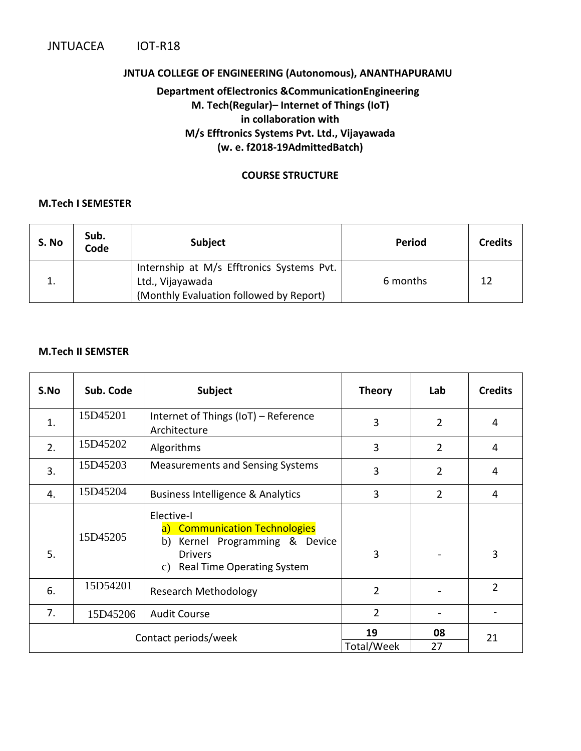JNTUACEA IOT-R18

**JNTUA COLLEGE OF ENGINEERING (Autonomous), ANANTHAPURAMU**

**Department ofElectronics &CommunicationEngineering**
**M. Tech(Regular)– Internet of Things (IoT)**
**in collaboration with**
**M/s Efftronics Systems Pvt. Ltd., Vijayawada**
**(w. e. f2018-19AdmittedBatch)**

**COURSE STRUCTURE**

**M.Tech I SEMESTER**

| S. No | Sub. Code | Subject | Period | Credits |
|---|---|---|---|---|
| 1. | | Internship at M/s Efftronics Systems Pvt. Ltd., Vijayawada (Monthly Evaluation followed by Report) | 6 months | 12 |

**M.Tech II SEMSTER**

| S.No | Sub. Code | Subject | Theory | Lab | Credits |
|---|---|---|---|---|---|
| 1. | 15D45201 | Internet of Things (IoT) – Reference Architecture | 3 | 2 | 4 |
| 2. | 15D45202 | Algorithms | 3 | 2 | 4 |
| 3. | 15D45203 | Measurements and Sensing Systems | 3 | 2 | 4 |
| 4. | 15D45204 | Business Intelligence & Analytics | 3 | 2 | 4 |
| 5. | 15D45205 | Elective-I<br>a) Communication Technologies<br>b) Kernel Programming & Device Drivers<br>c) Real Time Operating System | 3 | - | 3 |
| 6. | 15D54201 | Research Methodology | 2 | - | 2 |
| 7. | 15D45206 | Audit Course | 2 | - | - |
| Contact periods/week | | | **19** | **08** | 21 |
| | | | Total/Week | 27 | |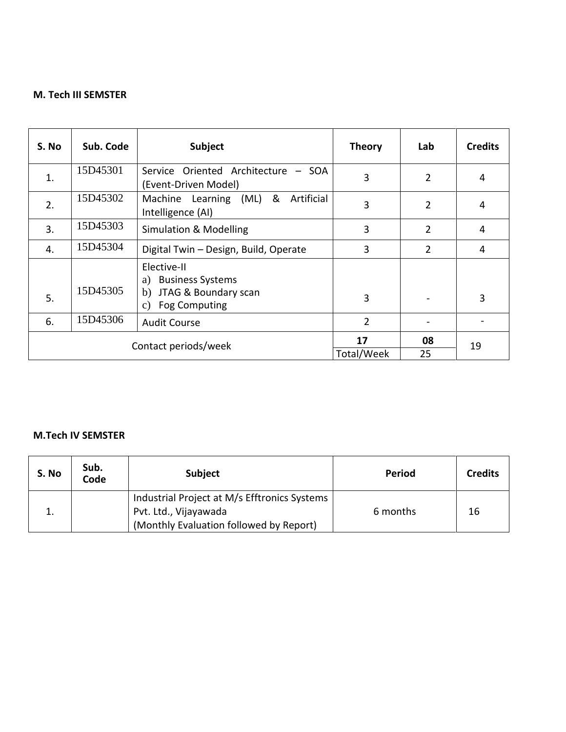**M. Tech III SEMSTER**

| S. No | Sub. Code | Subject | Theory | Lab | Credits |
|---|---|---|---|---|---|
| 1. | 15D45301 | Service Oriented Architecture – SOA (Event-Driven Model) | 3 | 2 | 4 |
| 2. | 15D45302 | Machine Learning (ML) & Artificial Intelligence (AI) | 3 | 2 | 4 |
| 3. | 15D45303 | Simulation & Modelling | 3 | 2 | 4 |
| 4. | 15D45304 | Digital Twin – Design, Build, Operate | 3 | 2 | 4 |
| 5. | 15D45305 | Elective-II<br>a) Business Systems<br>b) JTAG & Boundary scan<br>c) Fog Computing | 3 | - | 3 |
| 6. | 15D45306 | Audit Course | 2 | - | - |
| Contact periods/week | | | **17** | **08** | 19 |
| | | | Total/Week | 25 | |

**M.Tech IV SEMSTER**

| S. No | Sub. Code | Subject | Period | Credits |
|---|---|---|---|---|
| 1. | | Industrial Project at M/s Efftronics Systems Pvt. Ltd., Vijayawada<br>(Monthly Evaluation followed by Report) | 6 months | 16 |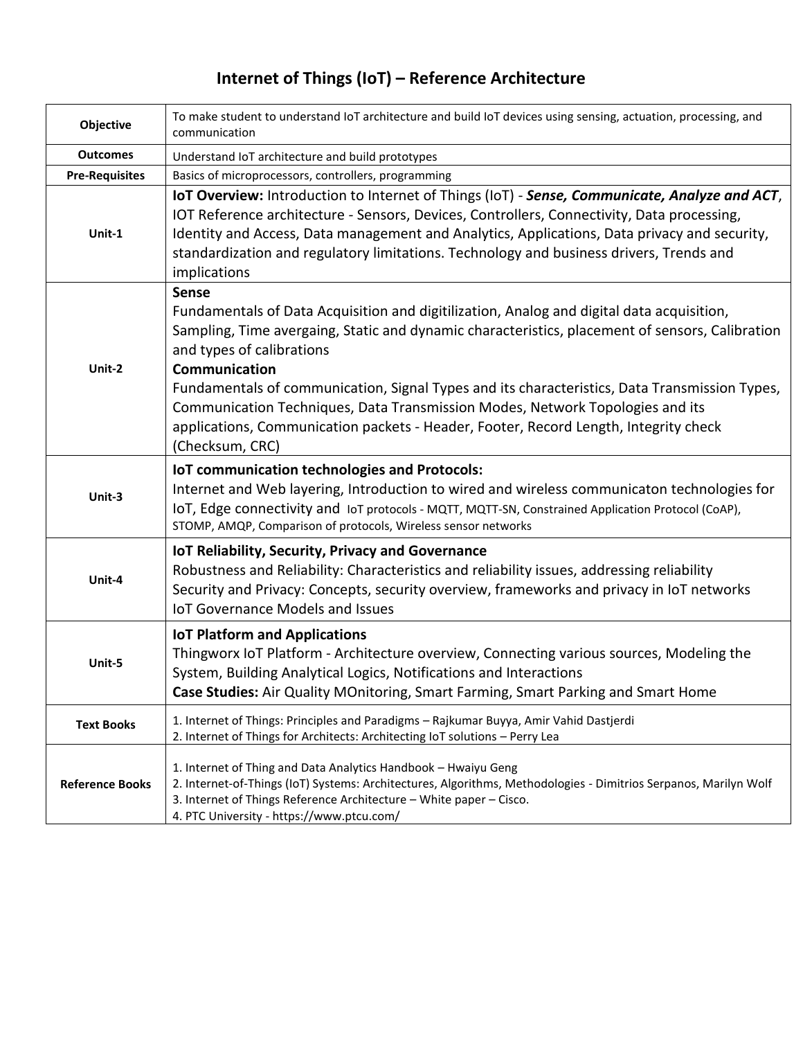# Internet of Things (IoT) – Reference Architecture

| | |
|---|---|
| **Objective** | To make student to understand IoT architecture and build IoT devices using sensing, actuation, processing, and communication |
| **Outcomes** | Understand IoT architecture and build prototypes |
| **Pre-Requisites** | Basics of microprocessors, controllers, programming |
| **Unit-1** | **IoT Overview:** Introduction to Internet of Things (IoT) - ***Sense, Communicate, Analyze and ACT***, IOT Reference architecture - Sensors, Devices, Controllers, Connectivity, Data processing, Identity and Access, Data management and Analytics, Applications, Data privacy and security, standardization and regulatory limitations. Technology and business drivers, Trends and implications |
| **Unit-2** | **Sense**<br>Fundamentals of Data Acquisition and digitilization, Analog and digital data acquisition, Sampling, Time avergaing, Static and dynamic characteristics, placement of sensors, Calibration and types of calibrations<br>**Communication**<br>Fundamentals of communication, Signal Types and its characteristics, Data Transmission Types, Communication Techniques, Data Transmission Modes, Network Topologies and its applications, Communication packets - Header, Footer, Record Length, Integrity check (Checksum, CRC) |
| **Unit-3** | **IoT communication technologies and Protocols:**<br>Internet and Web layering, Introduction to wired and wireless communicaton technologies for IoT, Edge connectivity and IoT protocols - MQTT, MQTT-SN, Constrained Application Protocol (CoAP), STOMP, AMQP, Comparison of protocols, Wireless sensor networks |
| **Unit-4** | **IoT Reliability, Security, Privacy and Governance**<br>Robustness and Reliability: Characteristics and reliability issues, addressing reliability<br>Security and Privacy: Concepts, security overview, frameworks and privacy in IoT networks<br>IoT Governance Models and Issues |
| **Unit-5** | **IoT Platform and Applications**<br>Thingworx IoT Platform - Architecture overview, Connecting various sources, Modeling the System, Building Analytical Logics, Notifications and Interactions<br>**Case Studies:** Air Quality MOnitoring, Smart Farming, Smart Parking and Smart Home |
| **Text Books** | 1. Internet of Things: Principles and Paradigms – Rajkumar Buyya, Amir Vahid Dastjerdi<br>2. Internet of Things for Architects: Architecting IoT solutions – Perry Lea |
| **Reference Books** | 1. Internet of Thing and Data Analytics Handbook – Hwaiyu Geng<br>2. Internet-of-Things (IoT) Systems: Architectures, Algorithms, Methodologies - Dimitrios Serpanos, Marilyn Wolf<br>3. Internet of Things Reference Architecture – White paper – Cisco.<br>4. PTC University - https://www.ptcu.com/ |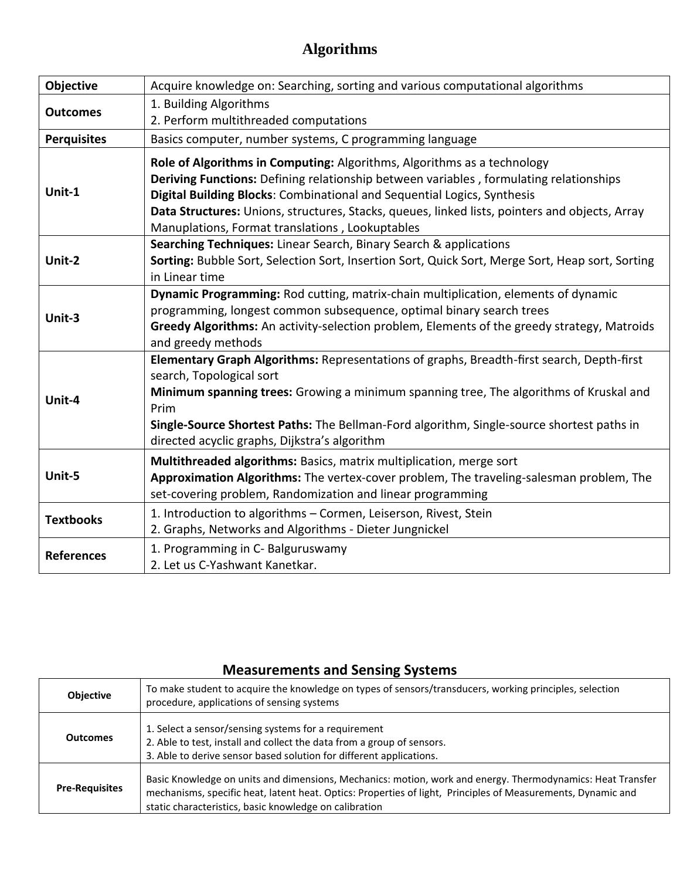# Algorithms

| | |
|---|---|
| **Objective** | Acquire knowledge on: Searching, sorting and various computational algorithms |
| **Outcomes** | 1. Building Algorithms<br>2. Perform multithreaded computations |
| **Perquisites** | Basics computer, number systems, C programming language |
| **Unit-1** | **Role of Algorithms in Computing:** Algorithms, Algorithms as a technology<br>**Deriving Functions:** Defining relationship between variables , formulating relationships<br>**Digital Building Blocks**: Combinational and Sequential Logics, Synthesis<br>**Data Structures:** Unions, structures, Stacks, queues, linked lists, pointers and objects, Array Manuplations, Format translations , Lookuptables |
| **Unit-2** | **Searching Techniques:** Linear Search, Binary Search & applications<br>**Sorting:** Bubble Sort, Selection Sort, Insertion Sort, Quick Sort, Merge Sort, Heap sort, Sorting in Linear time |
| **Unit-3** | **Dynamic Programming:** Rod cutting, matrix-chain multiplication, elements of dynamic programming, longest common subsequence, optimal binary search trees<br>**Greedy Algorithms:** An activity-selection problem, Elements of the greedy strategy, Matroids and greedy methods |
| **Unit-4** | **Elementary Graph Algorithms:** Representations of graphs, Breadth-first search, Depth-first search, Topological sort<br>**Minimum spanning trees:** Growing a minimum spanning tree, The algorithms of Kruskal and Prim<br>**Single-Source Shortest Paths:** The Bellman-Ford algorithm, Single-source shortest paths in directed acyclic graphs, Dijkstra's algorithm |
| **Unit-5** | **Multithreaded algorithms:** Basics, matrix multiplication, merge sort<br>**Approximation Algorithms:** The vertex-cover problem, The traveling-salesman problem, The set-covering problem, Randomization and linear programming |
| **Textbooks** | 1. Introduction to algorithms – Cormen, Leiserson, Rivest, Stein<br>2. Graphs, Networks and Algorithms - Dieter Jungnickel |
| **References** | 1. Programming in C- Balguruswamy<br>2. Let us C-Yashwant Kanetkar. |

# Measurements and Sensing Systems

| | |
|---|---|
| **Objective** | To make student to acquire the knowledge on types of sensors/transducers, working principles, selection procedure, applications of sensing systems |
| **Outcomes** | 1. Select a sensor/sensing systems for a requirement<br>2. Able to test, install and collect the data from a group of sensors.<br>3. Able to derive sensor based solution for different applications. |
| **Pre-Requisites** | Basic Knowledge on units and dimensions, Mechanics: motion, work and energy. Thermodynamics: Heat Transfer mechanisms, specific heat, latent heat. Optics: Properties of light, Principles of Measurements, Dynamic and static characteristics, basic knowledge on calibration |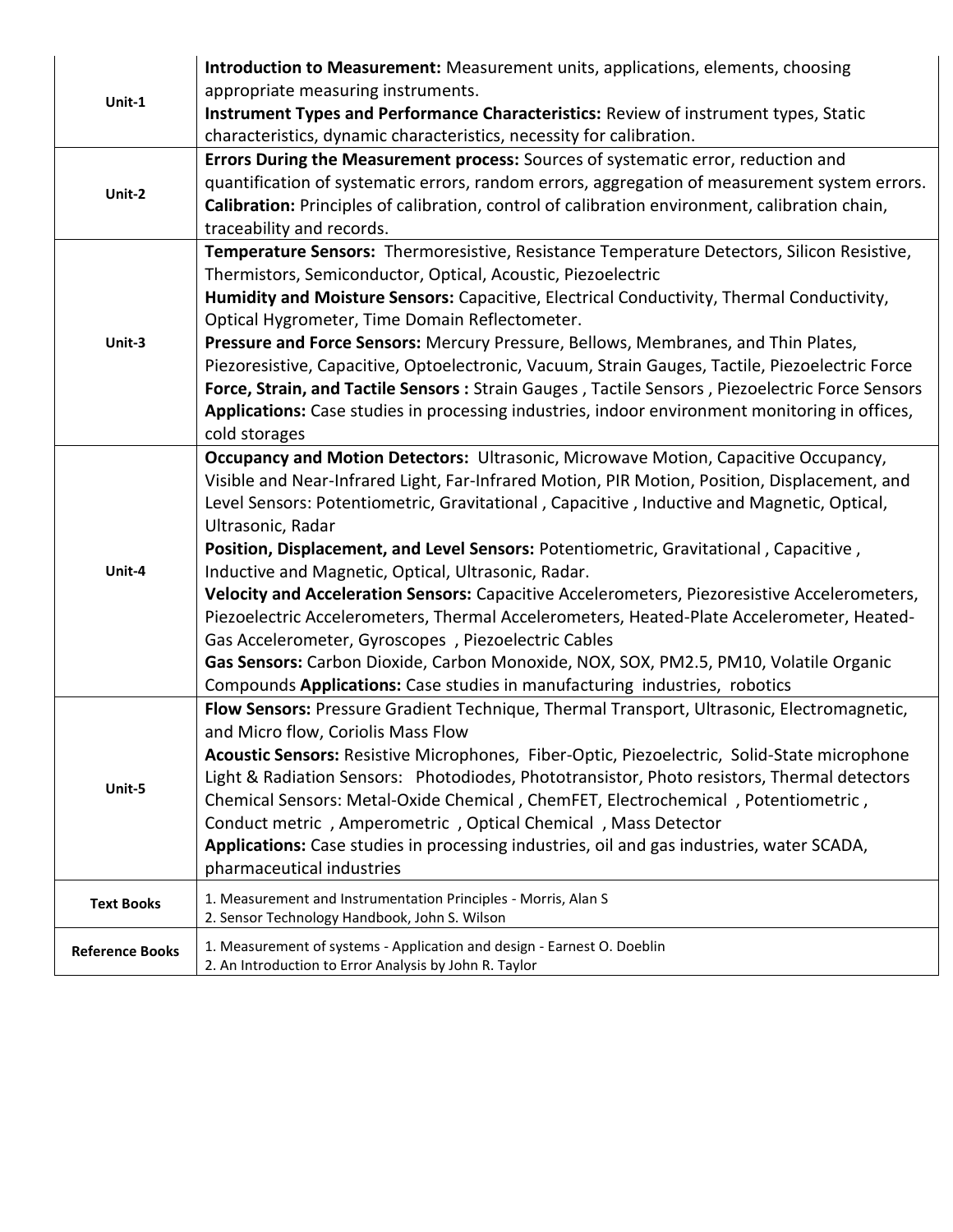| | |
|---|---|
| **Unit-1** | **Introduction to Measurement:** Measurement units, applications, elements, choosing appropriate measuring instruments. **Instrument Types and Performance Characteristics:** Review of instrument types, Static characteristics, dynamic characteristics, necessity for calibration. |
| **Unit-2** | **Errors During the Measurement process:** Sources of systematic error, reduction and quantification of systematic errors, random errors, aggregation of measurement system errors. **Calibration:** Principles of calibration, control of calibration environment, calibration chain, traceability and records. |
| **Unit-3** | **Temperature Sensors:** Thermoresistive, Resistance Temperature Detectors, Silicon Resistive, Thermistors, Semiconductor, Optical, Acoustic, Piezoelectric **Humidity and Moisture Sensors:** Capacitive, Electrical Conductivity, Thermal Conductivity, Optical Hygrometer, Time Domain Reflectometer. **Pressure and Force Sensors:** Mercury Pressure, Bellows, Membranes, and Thin Plates, Piezoresistive, Capacitive, Optoelectronic, Vacuum, Strain Gauges, Tactile, Piezoelectric Force **Force, Strain, and Tactile Sensors :** Strain Gauges , Tactile Sensors , Piezoelectric Force Sensors **Applications:** Case studies in processing industries, indoor environment monitoring in offices, cold storages |
| **Unit-4** | **Occupancy and Motion Detectors:** Ultrasonic, Microwave Motion, Capacitive Occupancy, Visible and Near-Infrared Light, Far-Infrared Motion, PIR Motion, Position, Displacement, and Level Sensors: Potentiometric, Gravitational , Capacitive , Inductive and Magnetic, Optical, Ultrasonic, Radar **Position, Displacement, and Level Sensors:** Potentiometric, Gravitational , Capacitive , Inductive and Magnetic, Optical, Ultrasonic, Radar. **Velocity and Acceleration Sensors:** Capacitive Accelerometers, Piezoresistive Accelerometers, Piezoelectric Accelerometers, Thermal Accelerometers, Heated-Plate Accelerometer, Heated-Gas Accelerometer, Gyroscopes , Piezoelectric Cables **Gas Sensors:** Carbon Dioxide, Carbon Monoxide, NOX, SOX, PM2.5, PM10, Volatile Organic Compounds **Applications:** Case studies in manufacturing industries, robotics |
| **Unit-5** | **Flow Sensors:** Pressure Gradient Technique, Thermal Transport, Ultrasonic, Electromagnetic, and Micro flow, Coriolis Mass Flow **Acoustic Sensors:** Resistive Microphones, Fiber-Optic, Piezoelectric, Solid-State microphone Light & Radiation Sensors: Photodiodes, Phototransistor, Photo resistors, Thermal detectors Chemical Sensors: Metal-Oxide Chemical , ChemFET, Electrochemical , Potentiometric , Conduct metric , Amperometric , Optical Chemical , Mass Detector **Applications:** Case studies in processing industries, oil and gas industries, water SCADA, pharmaceutical industries |
| **Text Books** | 1. Measurement and Instrumentation Principles - Morris, Alan S<br>2. Sensor Technology Handbook, John S. Wilson |
| **Reference Books** | 1. Measurement of systems - Application and design - Earnest O. Doeblin<br>2. An Introduction to Error Analysis by John R. Taylor |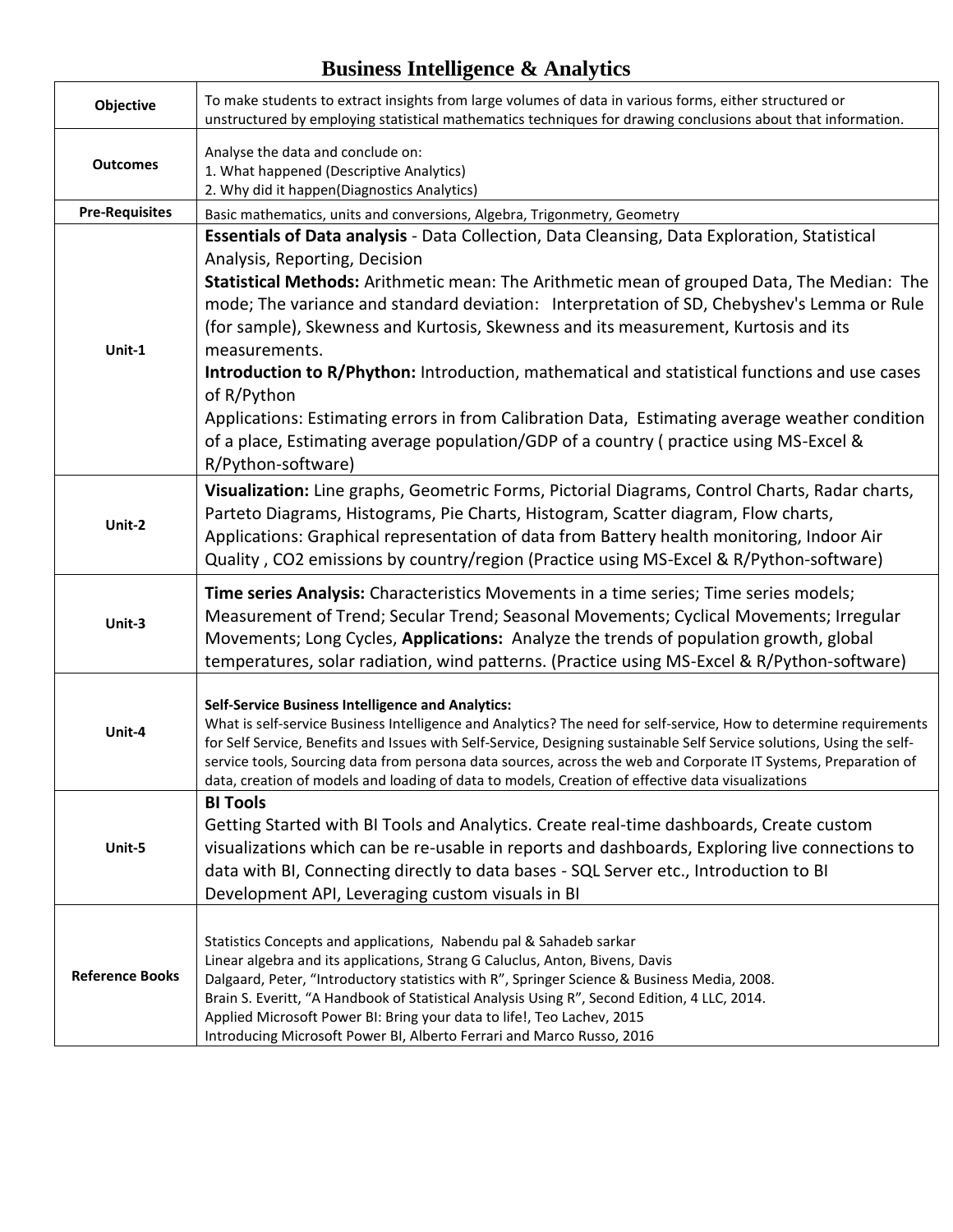# Business Intelligence & Analytics

| | |
|---|---|
| **Objective** | To make students to extract insights from large volumes of data in various forms, either structured or unstructured by employing statistical mathematics techniques for drawing conclusions about that information. |
| **Outcomes** | Analyse the data and conclude on:<br>1. What happened (Descriptive Analytics)<br>2. Why did it happen(Diagnostics Analytics) |
| **Pre-Requisites** | Basic mathematics, units and conversions, Algebra, Trigonmetry, Geometry |
| **Unit-1** | **Essentials of Data analysis** - Data Collection, Data Cleansing, Data Exploration, Statistical Analysis, Reporting, Decision<br>**Statistical Methods:** Arithmetic mean: The Arithmetic mean of grouped Data, The Median: The mode; The variance and standard deviation: Interpretation of SD, Chebyshev's Lemma or Rule (for sample), Skewness and Kurtosis, Skewness and its measurement, Kurtosis and its measurements.<br>**Introduction to R/Phython:** Introduction, mathematical and statistical functions and use cases of R/Python<br>Applications: Estimating errors in from Calibration Data, Estimating average weather condition of a place, Estimating average population/GDP of a country ( practice using MS-Excel & R/Python-software) |
| **Unit-2** | **Visualization:** Line graphs, Geometric Forms, Pictorial Diagrams, Control Charts, Radar charts, Parteto Diagrams, Histograms, Pie Charts, Histogram, Scatter diagram, Flow charts, Applications: Graphical representation of data from Battery health monitoring, Indoor Air Quality , CO2 emissions by country/region (Practice using MS-Excel & R/Python-software) |
| **Unit-3** | **Time series Analysis:** Characteristics Movements in a time series; Time series models; Measurement of Trend; Secular Trend; Seasonal Movements; Cyclical Movements; Irregular Movements; Long Cycles, **Applications:** Analyze the trends of population growth, global temperatures, solar radiation, wind patterns. (Practice using MS-Excel & R/Python-software) |
| **Unit-4** | **Self-Service Business Intelligence and Analytics:**<br>What is self-service Business Intelligence and Analytics? The need for self-service, How to determine requirements for Self Service, Benefits and Issues with Self-Service, Designing sustainable Self Service solutions, Using the self-service tools, Sourcing data from persona data sources, across the web and Corporate IT Systems, Preparation of data, creation of models and loading of data to models, Creation of effective data visualizations |
| **Unit-5** | **BI Tools**<br>Getting Started with BI Tools and Analytics. Create real-time dashboards, Create custom visualizations which can be re-usable in reports and dashboards, Exploring live connections to data with BI, Connecting directly to data bases - SQL Server etc., Introduction to BI Development API, Leveraging custom visuals in BI |
| **Reference Books** | Statistics Concepts and applications, Nabendu pal & Sahadeb sarkar<br>Linear algebra and its applications, Strang G Caluclus, Anton, Bivens, Davis<br>Dalgaard, Peter, "Introductory statistics with R", Springer Science & Business Media, 2008.<br>Brain S. Everitt, "A Handbook of Statistical Analysis Using R", Second Edition, 4 LLC, 2014.<br>Applied Microsoft Power BI: Bring your data to life!, Teo Lachev, 2015<br>Introducing Microsoft Power BI, Alberto Ferrari and Marco Russo, 2016 |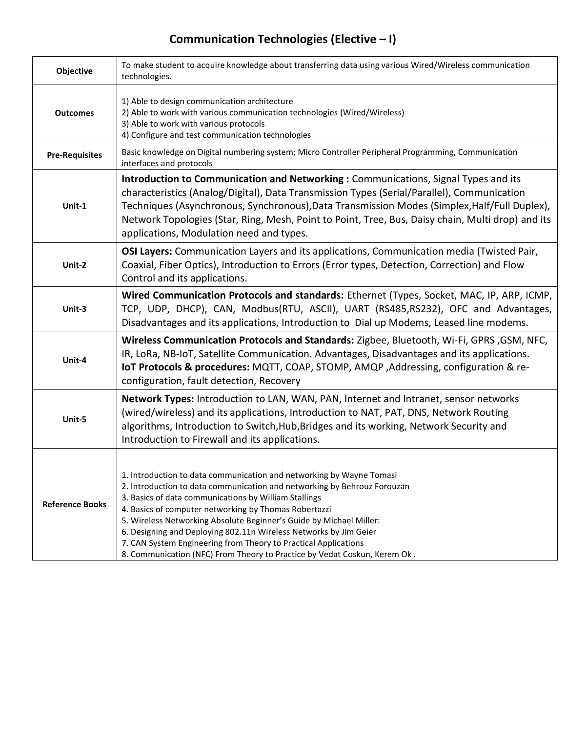# Communication Technologies (Elective – I)

| | |
|---|---|
| **Objective** | To make student to acquire knowledge about transferring data using various Wired/Wireless communication technologies. |
| **Outcomes** | 1) Able to design communication architecture<br>2) Able to work with various communication technologies (Wired/Wireless)<br>3) Able to work with various protocols<br>4) Configure and test communication technologies |
| **Pre-Requisites** | Basic knowledge on Digital numbering system; Micro Controller Peripheral Programming, Communication interfaces and protocols |
| **Unit-1** | **Introduction to Communication and Networking :** Communications, Signal Types and its characteristics (Analog/Digital), Data Transmission Types (Serial/Parallel), Communication Techniques (Asynchronous, Synchronous),Data Transmission Modes (Simplex,Half/Full Duplex), Network Topologies (Star, Ring, Mesh, Point to Point, Tree, Bus, Daisy chain, Multi drop) and its applications, Modulation need and types. |
| **Unit-2** | **OSI Layers:** Communication Layers and its applications, Communication media (Twisted Pair, Coaxial, Fiber Optics), Introduction to Errors (Error types, Detection, Correction) and Flow Control and its applications. |
| **Unit-3** | **Wired Communication Protocols and standards:** Ethernet (Types, Socket, MAC, IP, ARP, ICMP, TCP, UDP, DHCP), CAN, Modbus(RTU, ASCII), UART (RS485,RS232), OFC and Advantages, Disadvantages and its applications, Introduction to Dial up Modems, Leased line modems. |
| **Unit-4** | **Wireless Communication Protocols and Standards:** Zigbee, Bluetooth, Wi-Fi, GPRS ,GSM, NFC, IR, LoRa, NB-IoT, Satellite Communication. Advantages, Disadvantages and its applications.<br>**IoT Protocols & procedures:** MQTT, COAP, STOMP, AMQP ,Addressing, configuration & re-configuration, fault detection, Recovery |
| **Unit-5** | **Network Types:** Introduction to LAN, WAN, PAN, Internet and Intranet, sensor networks (wired/wireless) and its applications, Introduction to NAT, PAT, DNS, Network Routing algorithms, Introduction to Switch,Hub,Bridges and its working, Network Security and Introduction to Firewall and its applications. |
| **Reference Books** | 1. Introduction to data communication and networking by Wayne Tomasi<br>2. Introduction to data communication and networking by Behrouz Forouzan<br>3. Basics of data communications by William Stallings<br>4. Basics of computer networking by Thomas Robertazzi<br>5. Wireless Networking Absolute Beginner's Guide by Michael Miller:<br>6. Designing and Deploying 802.11n Wireless Networks by Jim Geier<br>7. CAN System Engineering from Theory to Practical Applications<br>8. Communication (NFC) From Theory to Practice by Vedat Coskun, Kerem Ok . |